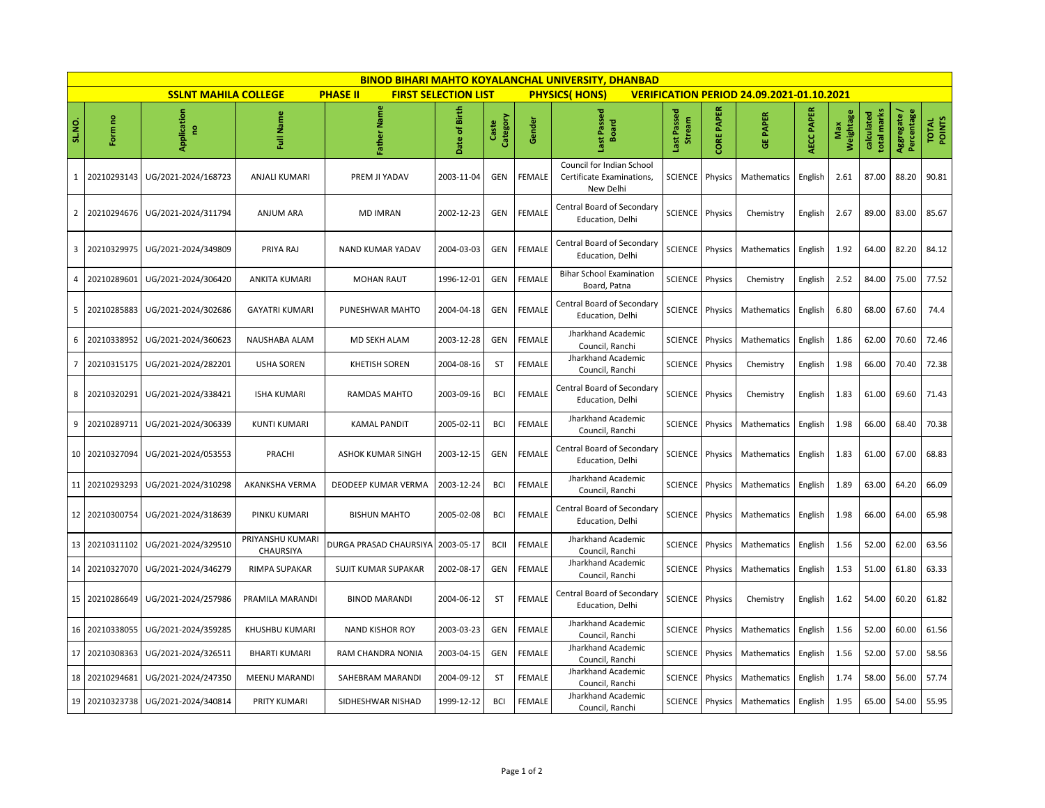# BINOD BIHARI MAHTO KOYALANCHAL UNIVERSITY, DHANBAD

**SSLNT MAHILA COLLEGE** | **PHASE II** | **FIRST SELECTION LIST** | **PHYSICS( HONS)** | **VERIFICATION PERIOD 24.09.2021-01.10.2021**

| SL.NO. | Form no | Application no | Full Name | Father Name | Date of Birth | Caste Category | Gender | Last Passed Board | Last Passed Stream | CORE PAPER | GE PAPER | AECC PAPER | Max Weightage | calculated total marks | Aggregate / Percentage | TOTAL POINTS |
|---|---|---|---|---|---|---|---|---|---|---|---|---|---|---|---|---|
| 1 | 20210293143 | UG/2021-2024/168723 | ANJALI KUMARI | PREM JI YADAV | 2003-11-04 | GEN | FEMALE | Council for Indian School Certificate Examinations, New Delhi | SCIENCE | Physics | Mathematics | English | 2.61 | 87.00 | 88.20 | 90.81 |
| 2 | 20210294676 | UG/2021-2024/311794 | ANJUM ARA | MD IMRAN | 2002-12-23 | GEN | FEMALE | Central Board of Secondary Education, Delhi | SCIENCE | Physics | Chemistry | English | 2.67 | 89.00 | 83.00 | 85.67 |
| 3 | 20210329975 | UG/2021-2024/349809 | PRIYA RAJ | NAND KUMAR YADAV | 2004-03-03 | GEN | FEMALE | Central Board of Secondary Education, Delhi | SCIENCE | Physics | Mathematics | English | 1.92 | 64.00 | 82.20 | 84.12 |
| 4 | 20210289601 | UG/2021-2024/306420 | ANKITA KUMARI | MOHAN RAUT | 1996-12-01 | GEN | FEMALE | Bihar School Examination Board, Patna | SCIENCE | Physics | Chemistry | English | 2.52 | 84.00 | 75.00 | 77.52 |
| 5 | 20210285883 | UG/2021-2024/302686 | GAYATRI KUMARI | PUNESHWAR MAHTO | 2004-04-18 | GEN | FEMALE | Central Board of Secondary Education, Delhi | SCIENCE | Physics | Mathematics | English | 6.80 | 68.00 | 67.60 | 74.4 |
| 6 | 20210338952 | UG/2021-2024/360623 | NAUSHABA ALAM | MD SEKH ALAM | 2003-12-28 | GEN | FEMALE | Jharkhand Academic Council, Ranchi | SCIENCE | Physics | Mathematics | English | 1.86 | 62.00 | 70.60 | 72.46 |
| 7 | 20210315175 | UG/2021-2024/282201 | USHA SOREN | KHETISH SOREN | 2004-08-16 | ST | FEMALE | Jharkhand Academic Council, Ranchi | SCIENCE | Physics | Chemistry | English | 1.98 | 66.00 | 70.40 | 72.38 |
| 8 | 20210320291 | UG/2021-2024/338421 | ISHA KUMARI | RAMDAS MAHTO | 2003-09-16 | BCI | FEMALE | Central Board of Secondary Education, Delhi | SCIENCE | Physics | Chemistry | English | 1.83 | 61.00 | 69.60 | 71.43 |
| 9 | 20210289711 | UG/2021-2024/306339 | KUNTI KUMARI | KAMAL PANDIT | 2005-02-11 | BCI | FEMALE | Jharkhand Academic Council, Ranchi | SCIENCE | Physics | Mathematics | English | 1.98 | 66.00 | 68.40 | 70.38 |
| 10 | 20210327094 | UG/2021-2024/053553 | PRACHI | ASHOK KUMAR SINGH | 2003-12-15 | GEN | FEMALE | Central Board of Secondary Education, Delhi | SCIENCE | Physics | Mathematics | English | 1.83 | 61.00 | 67.00 | 68.83 |
| 11 | 20210293293 | UG/2021-2024/310298 | AKANKSHA VERMA | DEODEEP KUMAR VERMA | 2003-12-24 | BCI | FEMALE | Jharkhand Academic Council, Ranchi | SCIENCE | Physics | Mathematics | English | 1.89 | 63.00 | 64.20 | 66.09 |
| 12 | 20210300754 | UG/2021-2024/318639 | PINKU KUMARI | BISHUN MAHTO | 2005-02-08 | BCI | FEMALE | Central Board of Secondary Education, Delhi | SCIENCE | Physics | Mathematics | English | 1.98 | 66.00 | 64.00 | 65.98 |
| 13 | 20210311102 | UG/2021-2024/329510 | PRIYANSHU KUMARI CHAURSIYA | DURGA PRASAD CHAURSIYA | 2003-05-17 | BCII | FEMALE | Jharkhand Academic Council, Ranchi | SCIENCE | Physics | Mathematics | English | 1.56 | 52.00 | 62.00 | 63.56 |
| 14 | 20210327070 | UG/2021-2024/346279 | RIMPA SUPAKAR | SUJIT KUMAR SUPAKAR | 2002-08-17 | GEN | FEMALE | Jharkhand Academic Council, Ranchi | SCIENCE | Physics | Mathematics | English | 1.53 | 51.00 | 61.80 | 63.33 |
| 15 | 20210286649 | UG/2021-2024/257986 | PRAMILA MARANDI | BINOD MARANDI | 2004-06-12 | ST | FEMALE | Central Board of Secondary Education, Delhi | SCIENCE | Physics | Chemistry | English | 1.62 | 54.00 | 60.20 | 61.82 |
| 16 | 20210338055 | UG/2021-2024/359285 | KHUSHBU KUMARI | NAND KISHOR ROY | 2003-03-23 | GEN | FEMALE | Jharkhand Academic Council, Ranchi | SCIENCE | Physics | Mathematics | English | 1.56 | 52.00 | 60.00 | 61.56 |
| 17 | 20210308363 | UG/2021-2024/326511 | BHARTI KUMARI | RAM CHANDRA NONIA | 2003-04-15 | GEN | FEMALE | Jharkhand Academic Council, Ranchi | SCIENCE | Physics | Mathematics | English | 1.56 | 52.00 | 57.00 | 58.56 |
| 18 | 20210294681 | UG/2021-2024/247350 | MEENU MARANDI | SAHEBRAM MARANDI | 2004-09-12 | ST | FEMALE | Jharkhand Academic Council, Ranchi | SCIENCE | Physics | Mathematics | English | 1.74 | 58.00 | 56.00 | 57.74 |
| 19 | 20210323738 | UG/2021-2024/340814 | PRITY KUMARI | SIDHESHWAR NISHAD | 1999-12-12 | BCI | FEMALE | Jharkhand Academic Council, Ranchi | SCIENCE | Physics | Mathematics | English | 1.95 | 65.00 | 54.00 | 55.95 |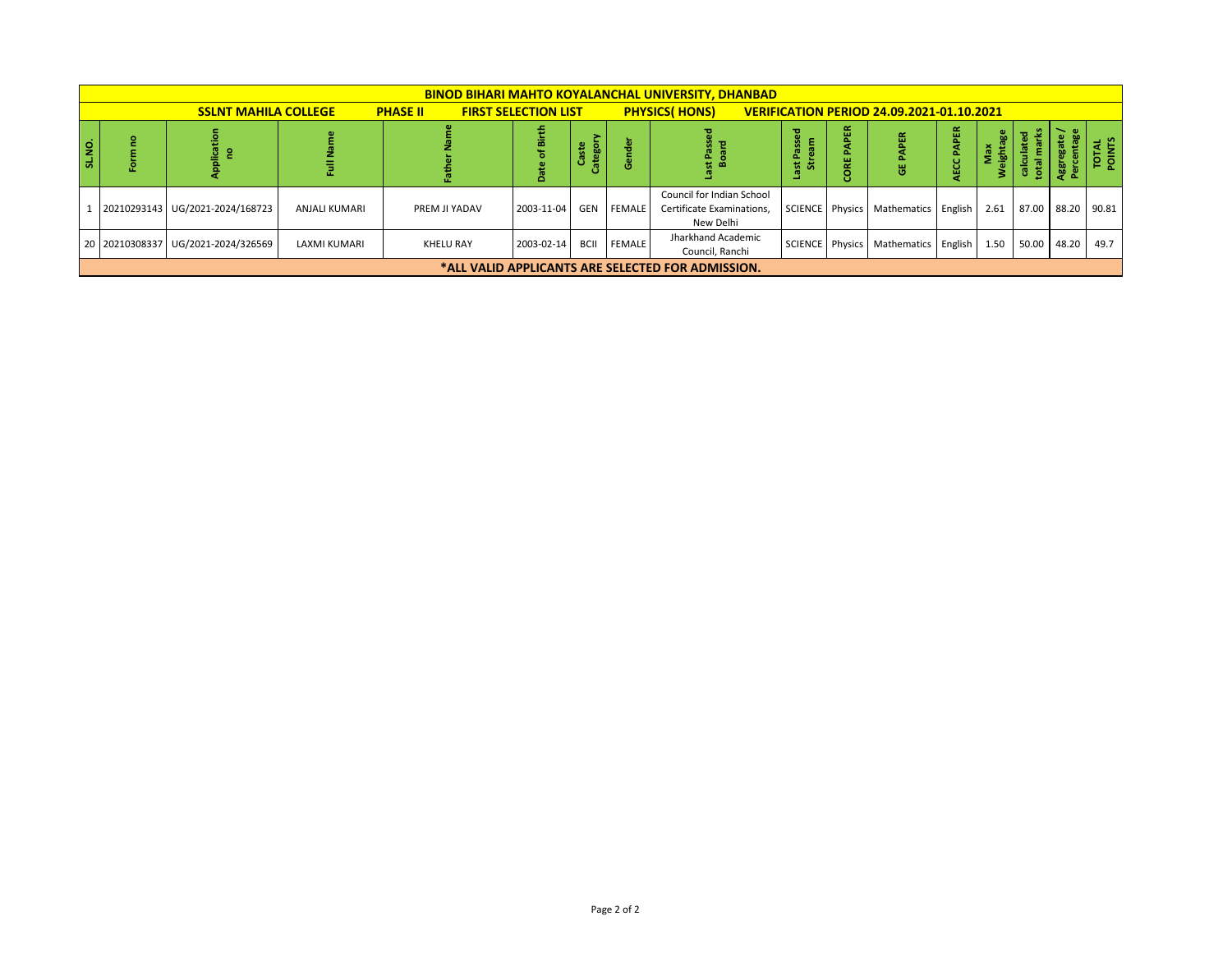# BINOD BIHARI MAHTO KOYALANCHAL UNIVERSITY, DHANBAD

**SSLNT MAHILA COLLEGE** **PHASE II** **FIRST SELECTION LIST** **PHYSICS( HONS)** **VERIFICATION PERIOD 24.09.2021-01.10.2021**

| SL.NO. | Form no | Application no | Full Name | Father Name | Date of Birth | Caste Category | Gender | Last Passed Board | Last Passed Stream | CORE PAPER | GE PAPER | AECC PAPER | Max Weightage | calculated total marks | Aggregate / Percentage | TOTAL POINTS |
|---|---|---|---|---|---|---|---|---|---|---|---|---|---|---|---|---|
| 1 | 20210293143 | UG/2021-2024/168723 | ANJALI KUMARI | PREM JI YADAV | 2003-11-04 | GEN | FEMALE | Council for Indian School Certificate Examinations, New Delhi | SCIENCE | Physics | Mathematics | English | 2.61 | 87.00 | 88.20 | 90.81 |
| 20 | 20210308337 | UG/2021-2024/326569 | LAXMI KUMARI | KHELU RAY | 2003-02-14 | BCII | FEMALE | Jharkhand Academic Council, Ranchi | SCIENCE | Physics | Mathematics | English | 1.50 | 50.00 | 48.20 | 49.7 |

**\*ALL VALID APPLICANTS ARE SELECTED FOR ADMISSION.**